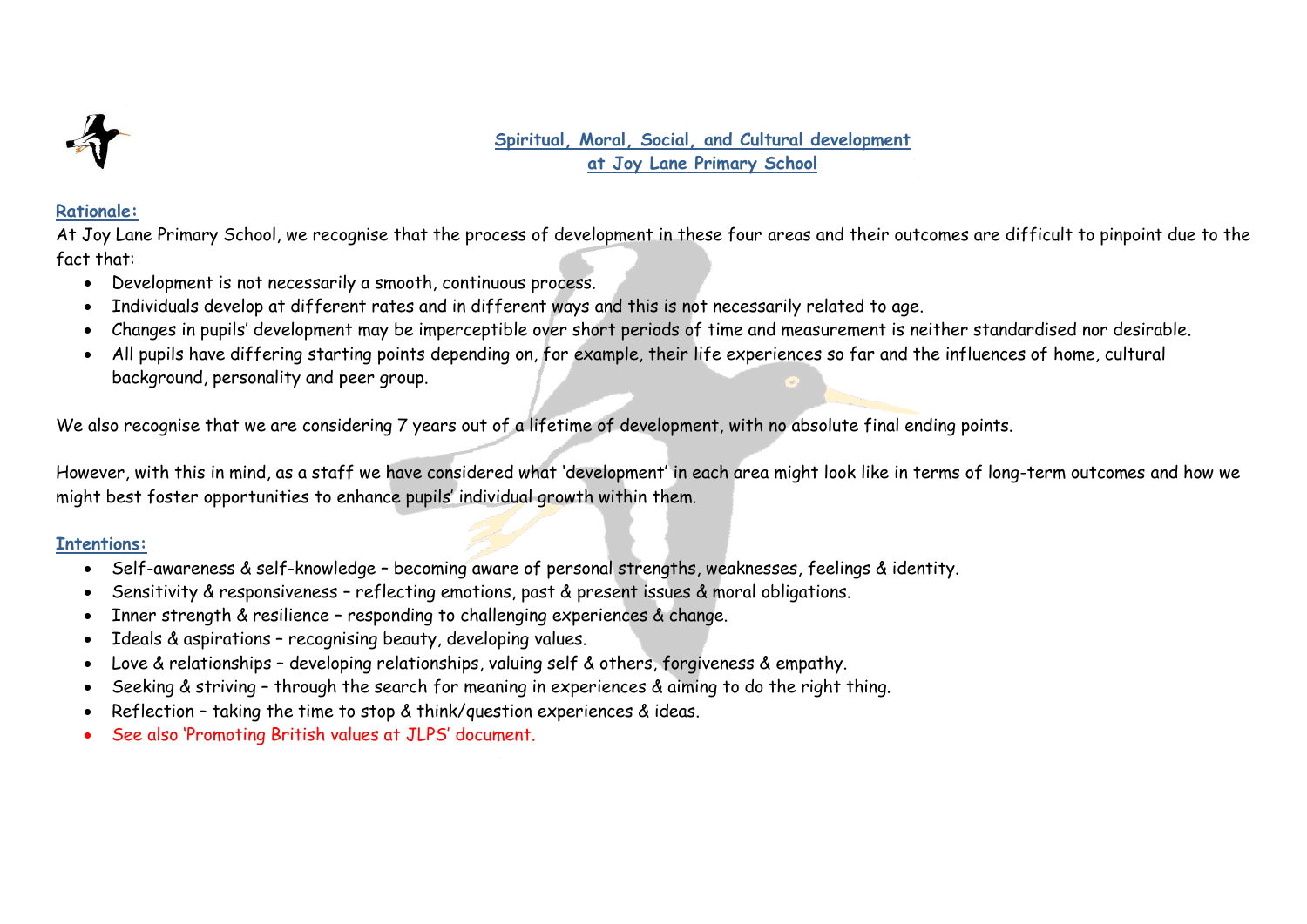# Spiritual, Moral, Social, and Cultural development at Joy Lane Primary School

## Rationale:

At Joy Lane Primary School, we recognise that the process of development in these four areas and their outcomes are difficult to pinpoint due to the fact that:

- Development is not necessarily a smooth, continuous process.
- Individuals develop at different rates and in different ways and this is not necessarily related to age.
- Changes in pupils' development may be imperceptible over short periods of time and measurement is neither standardised nor desirable.
- All pupils have differing starting points depending on, for example, their life experiences so far and the influences of home, cultural background, personality and peer group.

We also recognise that we are considering 7 years out of a lifetime of development, with no absolute final ending points.

However, with this in mind, as a staff we have considered what 'development' in each area might look like in terms of long-term outcomes and how we might best foster opportunities to enhance pupils' individual growth within them.

## Intentions:

- Self-awareness & self-knowledge – becoming aware of personal strengths, weaknesses, feelings & identity.
- Sensitivity & responsiveness – reflecting emotions, past & present issues & moral obligations.
- Inner strength & resilience – responding to challenging experiences & change.
- Ideals & aspirations – recognising beauty, developing values.
- Love & relationships – developing relationships, valuing self & others, forgiveness & empathy.
- Seeking & striving – through the search for meaning in experiences & aiming to do the right thing.
- Reflection – taking the time to stop & think/question experiences & ideas.
- See also 'Promoting British values at JLPS' document.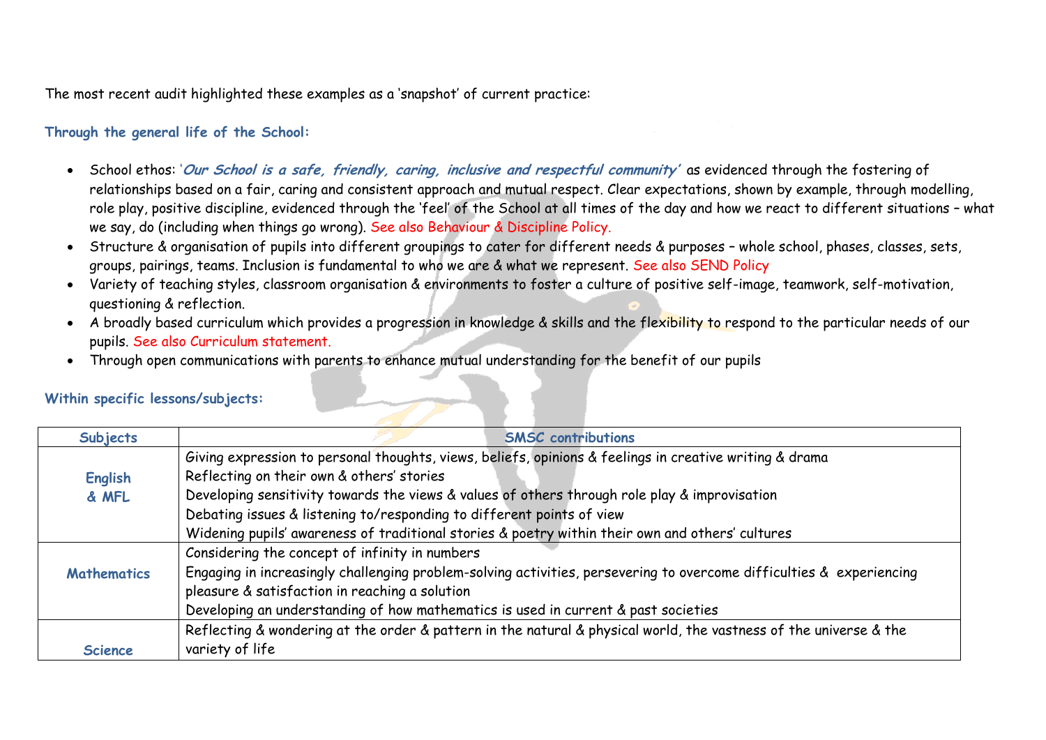The most recent audit highlighted these examples as a 'snapshot' of current practice:

### Through the general life of the School:

- School ethos: '***Our School is a safe, friendly, caring, inclusive and respectful community***' as evidenced through the fostering of relationships based on a fair, caring and consistent approach and mutual respect. Clear expectations, shown by example, through modelling, role play, positive discipline, evidenced through the 'feel' of the School at all times of the day and how we react to different situations – what we say, do (including when things go wrong). See also Behaviour & Discipline Policy.
- Structure & organisation of pupils into different groupings to cater for different needs & purposes – whole school, phases, classes, sets, groups, pairings, teams. Inclusion is fundamental to who we are & what we represent. See also SEND Policy
- Variety of teaching styles, classroom organisation & environments to foster a culture of positive self-image, teamwork, self-motivation, questioning & reflection.
- A broadly based curriculum which provides a progression in knowledge & skills and the flexibility to respond to the particular needs of our pupils. See also Curriculum statement.
- Through open communications with parents to enhance mutual understanding for the benefit of our pupils

### Within specific lessons/subjects:

| Subjects | SMSC contributions |
|---|---|
| English & MFL | Giving expression to personal thoughts, views, beliefs, opinions & feelings in creative writing & drama<br>Reflecting on their own & others' stories<br>Developing sensitivity towards the views & values of others through role play & improvisation<br>Debating issues & listening to/responding to different points of view<br>Widening pupils' awareness of traditional stories & poetry within their own and others' cultures |
| Mathematics | Considering the concept of infinity in numbers<br>Engaging in increasingly challenging problem-solving activities, persevering to overcome difficulties & experiencing pleasure & satisfaction in reaching a solution<br>Developing an understanding of how mathematics is used in current & past societies |
| Science | Reflecting & wondering at the order & pattern in the natural & physical world, the vastness of the universe & the variety of life |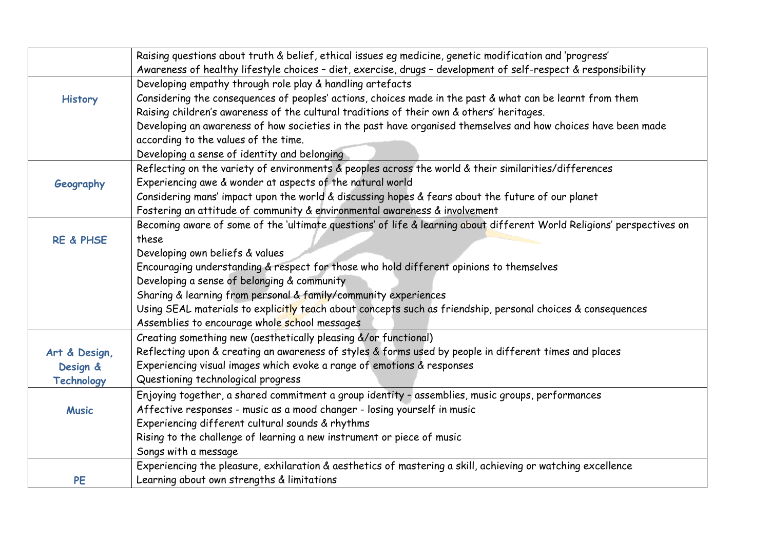| | |
|---|---|
| | Raising questions about truth & belief, ethical issues eg medicine, genetic modification and 'progress'<br>Awareness of healthy lifestyle choices – diet, exercise, drugs – development of self-respect & responsibility |
| **History** | Developing empathy through role play & handling artefacts<br>Considering the consequences of peoples' actions, choices made in the past & what can be learnt from them<br>Raising children's awareness of the cultural traditions of their own & others' heritages.<br>Developing an awareness of how societies in the past have organised themselves and how choices have been made according to the values of the time.<br>Developing a sense of identity and belonging |
| **Geography** | Reflecting on the variety of environments & peoples across the world & their similarities/differences<br>Experiencing awe & wonder at aspects of the natural world<br>Considering mans' impact upon the world & discussing hopes & fears about the future of our planet<br>Fostering an attitude of community & environmental awareness & involvement |
| **RE & PHSE** | Becoming aware of some of the 'ultimate questions' of life & learning about different World Religions' perspectives on these<br>Developing own beliefs & values<br>Encouraging understanding & respect for those who hold different opinions to themselves<br>Developing a sense of belonging & community<br>Sharing & learning from personal & family/community experiences<br>Using SEAL materials to explicitly teach about concepts such as friendship, personal choices & consequences<br>Assemblies to encourage whole school messages |
| **Art & Design, Design & Technology** | Creating something new (aesthetically pleasing &/or functional)<br>Reflecting upon & creating an awareness of styles & forms used by people in different times and places<br>Experiencing visual images which evoke a range of emotions & responses<br>Questioning technological progress |
| **Music** | Enjoying together, a shared commitment a group identity – assemblies, music groups, performances<br>Affective responses - music as a mood changer - losing yourself in music<br>Experiencing different cultural sounds & rhythms<br>Rising to the challenge of learning a new instrument or piece of music<br>Songs with a message |
| **PE** | Experiencing the pleasure, exhilaration & aesthetics of mastering a skill, achieving or watching excellence<br>Learning about own strengths & limitations |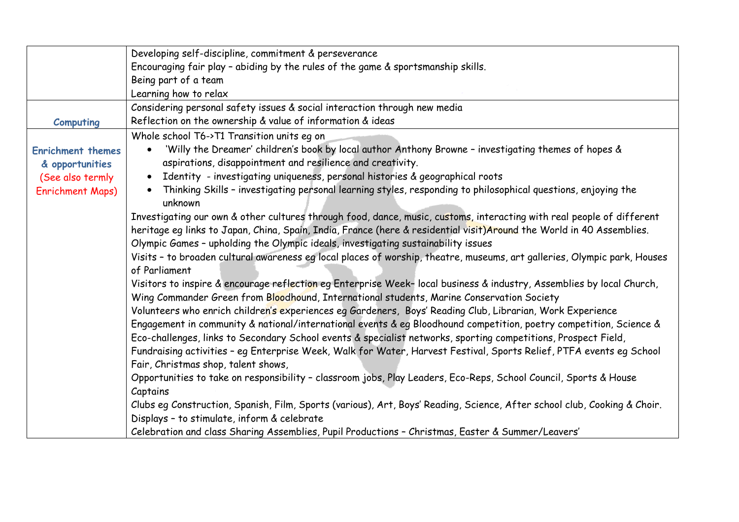| | |
|---|---|
| | Developing self-discipline, commitment & perseverance<br>Encouraging fair play – abiding by the rules of the game & sportsmanship skills.<br>Being part of a team<br>Learning how to relax |
| **Computing** | Considering personal safety issues & social interaction through new media<br>Reflection on the ownership & value of information & ideas |
| **Enrichment themes & opportunities** (See also termly Enrichment Maps) | Whole school T6->T1 Transition units eg on<br>• 'Willy the Dreamer' children's book by local author Anthony Browne – investigating themes of hopes & aspirations, disappointment and resilience and creativity.<br>• Identity - investigating uniqueness, personal histories & geographical roots<br>• Thinking Skills – investigating personal learning styles, responding to philosophical questions, enjoying the unknown<br>Investigating our own & other cultures through food, dance, music, customs, interacting with real people of different heritage eg links to Japan, China, Spain, India, France (here & residential visit)Around the World in 40 Assemblies.<br>Olympic Games – upholding the Olympic ideals, investigating sustainability issues<br>Visits – to broaden cultural awareness eg local places of worship, theatre, museums, art galleries, Olympic park, Houses of Parliament<br>Visitors to inspire & encourage reflection eg Enterprise Week– local business & industry, Assemblies by local Church, Wing Commander Green from Bloodhound, International students, Marine Conservation Society<br>Volunteers who enrich children's experiences eg Gardeners, Boys' Reading Club, Librarian, Work Experience<br>Engagement in community & national/international events & eg Bloodhound competition, poetry competition, Science & Eco-challenges, links to Secondary School events & specialist networks, sporting competitions, Prospect Field,<br>Fundraising activities – eg Enterprise Week, Walk for Water, Harvest Festival, Sports Relief, PTFA events eg School Fair, Christmas shop, talent shows,<br>Opportunities to take on responsibility – classroom jobs, Play Leaders, Eco-Reps, School Council, Sports & House Captains<br>Clubs eg Construction, Spanish, Film, Sports (various), Art, Boys' Reading, Science, After school club, Cooking & Choir.<br>Displays – to stimulate, inform & celebrate<br>Celebration and class Sharing Assemblies, Pupil Productions – Christmas, Easter & Summer/Leavers' |